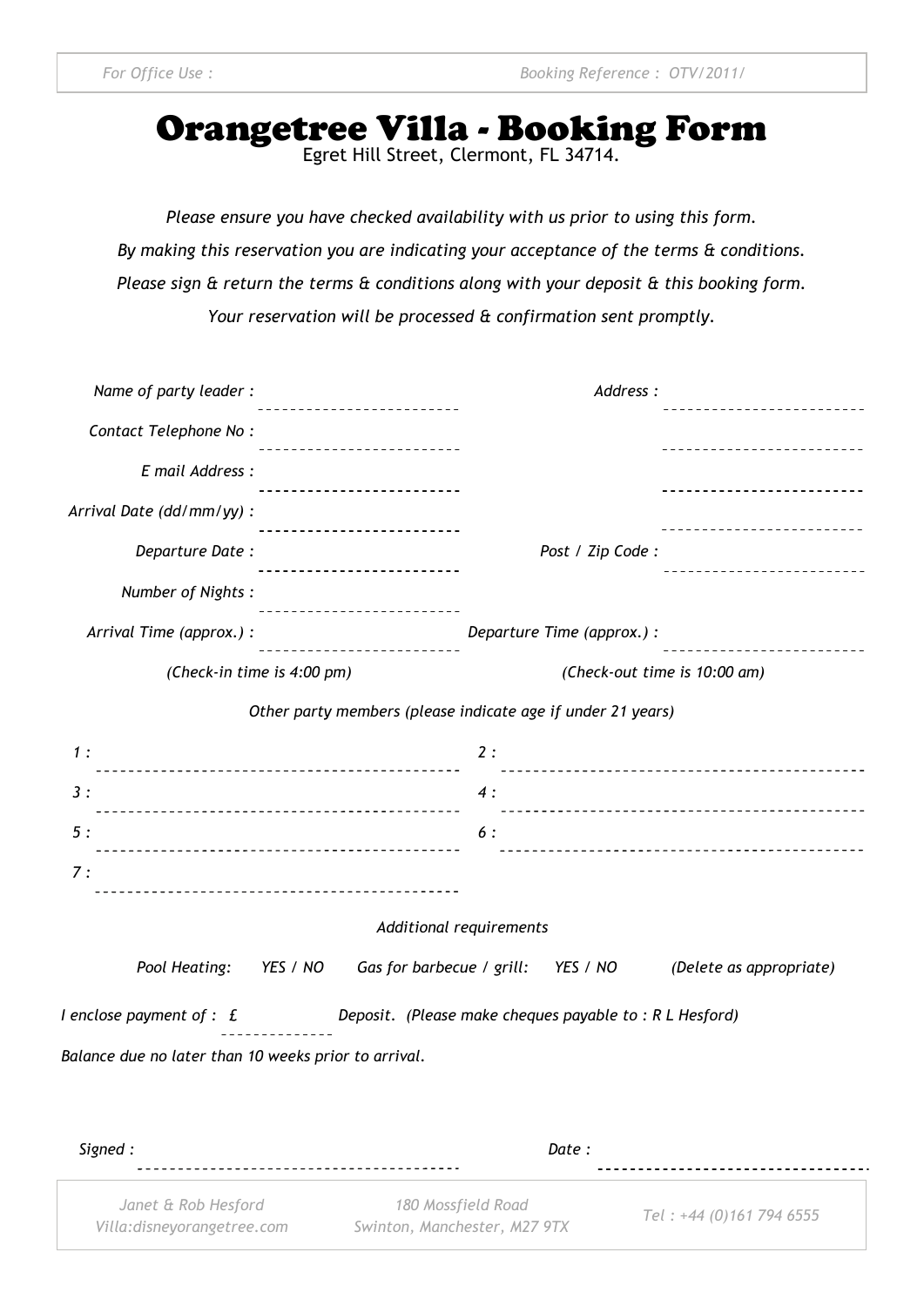*For Office Use :* *Booking Reference : OTV/2011/*

# Orangetree Villa - Booking Form

Egret Hill Street, Clermont, FL 34714.

*Please ensure you have checked availability with us prior to using this form.*

*By making this reservation you are indicating your acceptance of the terms & conditions.*

*Please sign & return the terms & conditions along with your deposit & this booking form.*

*Your reservation will be processed & confirmation sent promptly.*

*Name of party leader :* ________________________

*Contact Telephone No :* ________________________

*E mail Address :* ________________________

*Arrival Date (dd/mm/yy) :* ________________________

*Departure Date :* ________________________

*Number of Nights :* ________________________

*Address :* ________________________

________________________

________________________

________________________

*Post / Zip Code :* ________________________

*Arrival Time (approx.) :* ________________________ *(Check-in time is 4:00 pm)*

*Departure Time (approx.) :* ________________________ *(Check-out time is 10:00 am)*

*Other party members (please indicate age if under 21 years)*

*1 :* ________________________________________

*2 :* ________________________________________

*3 :* ________________________________________

*4 :* ________________________________________

*5 :* ________________________________________

*6 :* ________________________________________

*7 :* ________________________________________

*Additional requirements*

*Pool Heating: YES / NO* *Gas for barbecue / grill: YES / NO* *(Delete as appropriate)*

*I enclose payment of : £* ______________ *Deposit. (Please make cheques payable to : R L Hesford)*

*Balance due no later than 10 weeks prior to arrival.*

*Signed :* ________________________________________ *Date :* ________________________________

*Janet & Rob Hesford*
*Villa:disneyorangetree.com*

*180 Mossfield Road*
*Swinton, Manchester, M27 9TX*

*Tel : +44 (0)161 794 6555*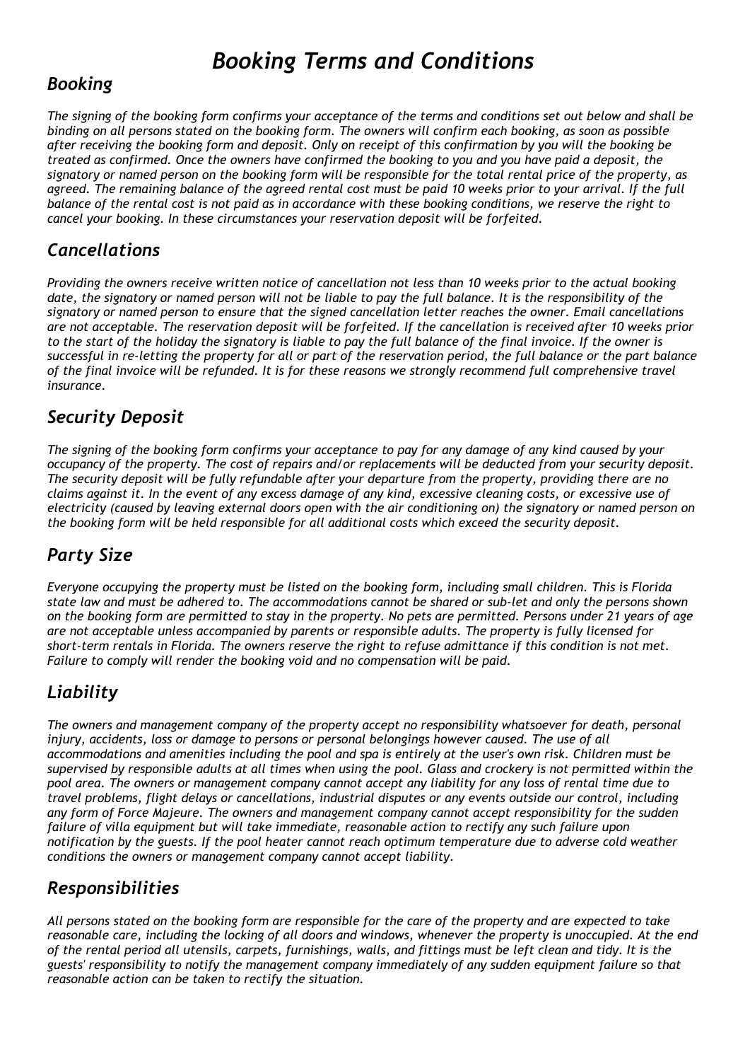# *Booking Terms and Conditions*

## *Booking*

*The signing of the booking form confirms your acceptance of the terms and conditions set out below and shall be binding on all persons stated on the booking form. The owners will confirm each booking, as soon as possible after receiving the booking form and deposit. Only on receipt of this confirmation by you will the booking be treated as confirmed. Once the owners have confirmed the booking to you and you have paid a deposit, the signatory or named person on the booking form will be responsible for the total rental price of the property, as agreed. The remaining balance of the agreed rental cost must be paid 10 weeks prior to your arrival. If the full balance of the rental cost is not paid as in accordance with these booking conditions, we reserve the right to cancel your booking. In these circumstances your reservation deposit will be forfeited.*

## *Cancellations*

*Providing the owners receive written notice of cancellation not less than 10 weeks prior to the actual booking date, the signatory or named person will not be liable to pay the full balance. It is the responsibility of the signatory or named person to ensure that the signed cancellation letter reaches the owner. Email cancellations are not acceptable. The reservation deposit will be forfeited. If the cancellation is received after 10 weeks prior to the start of the holiday the signatory is liable to pay the full balance of the final invoice. If the owner is successful in re-letting the property for all or part of the reservation period, the full balance or the part balance of the final invoice will be refunded. It is for these reasons we strongly recommend full comprehensive travel insurance.*

## *Security Deposit*

*The signing of the booking form confirms your acceptance to pay for any damage of any kind caused by your occupancy of the property. The cost of repairs and/or replacements will be deducted from your security deposit. The security deposit will be fully refundable after your departure from the property, providing there are no claims against it. In the event of any excess damage of any kind, excessive cleaning costs, or excessive use of electricity (caused by leaving external doors open with the air conditioning on) the signatory or named person on the booking form will be held responsible for all additional costs which exceed the security deposit.*

## *Party Size*

*Everyone occupying the property must be listed on the booking form, including small children. This is Florida state law and must be adhered to. The accommodations cannot be shared or sub-let and only the persons shown on the booking form are permitted to stay in the property. No pets are permitted. Persons under 21 years of age are not acceptable unless accompanied by parents or responsible adults. The property is fully licensed for short-term rentals in Florida. The owners reserve the right to refuse admittance if this condition is not met. Failure to comply will render the booking void and no compensation will be paid.*

## *Liability*

*The owners and management company of the property accept no responsibility whatsoever for death, personal injury, accidents, loss or damage to persons or personal belongings however caused. The use of all accommodations and amenities including the pool and spa is entirely at the user's own risk. Children must be supervised by responsible adults at all times when using the pool. Glass and crockery is not permitted within the pool area. The owners or management company cannot accept any liability for any loss of rental time due to travel problems, flight delays or cancellations, industrial disputes or any events outside our control, including any form of Force Majeure. The owners and management company cannot accept responsibility for the sudden failure of villa equipment but will take immediate, reasonable action to rectify any such failure upon notification by the guests. If the pool heater cannot reach optimum temperature due to adverse cold weather conditions the owners or management company cannot accept liability.*

## *Responsibilities*

*All persons stated on the booking form are responsible for the care of the property and are expected to take reasonable care, including the locking of all doors and windows, whenever the property is unoccupied. At the end of the rental period all utensils, carpets, furnishings, walls, and fittings must be left clean and tidy. It is the guests' responsibility to notify the management company immediately of any sudden equipment failure so that reasonable action can be taken to rectify the situation.*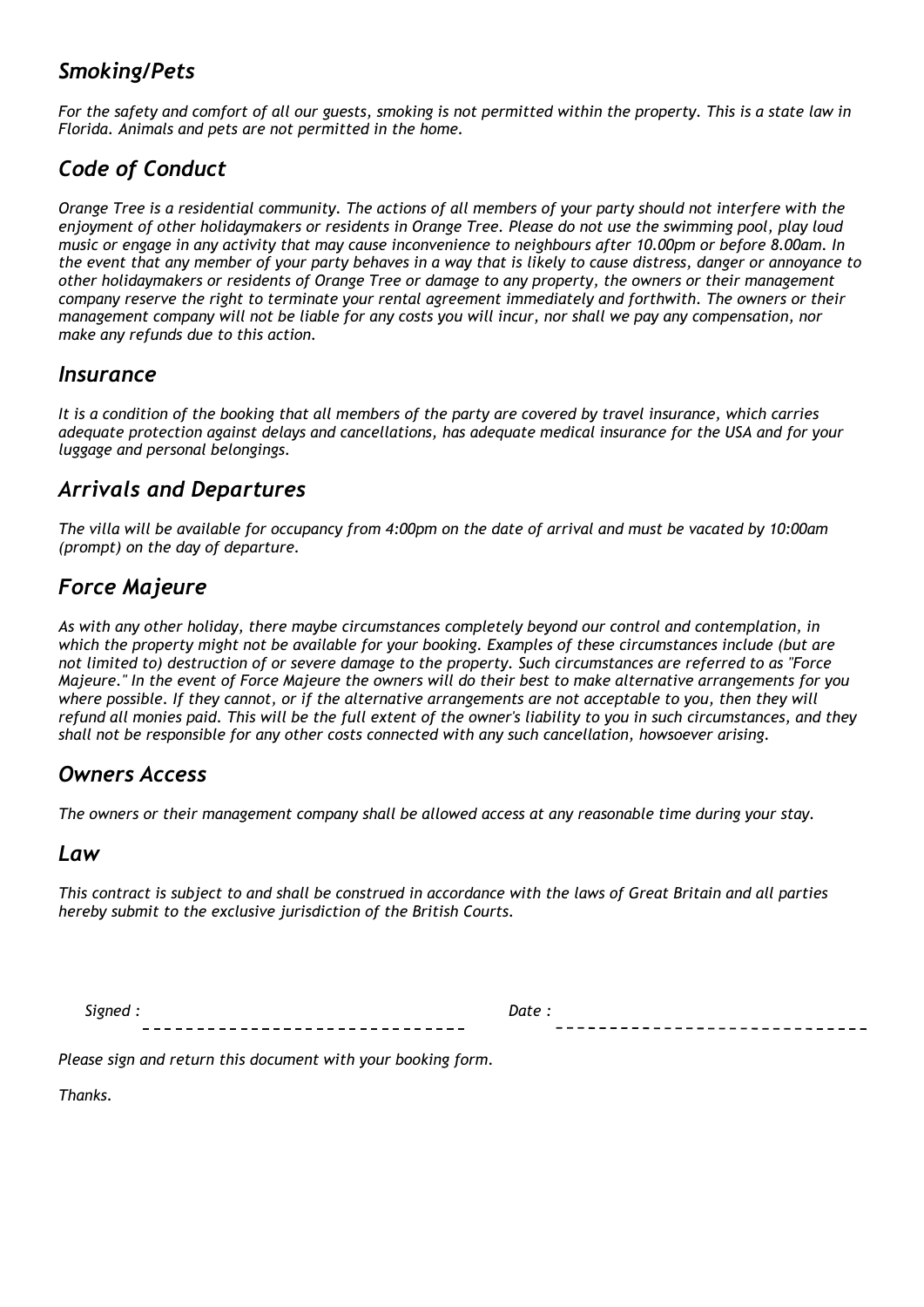## *Smoking/Pets*

*For the safety and comfort of all our guests, smoking is not permitted within the property. This is a state law in Florida. Animals and pets are not permitted in the home.*

## *Code of Conduct*

*Orange Tree is a residential community. The actions of all members of your party should not interfere with the enjoyment of other holidaymakers or residents in Orange Tree. Please do not use the swimming pool, play loud music or engage in any activity that may cause inconvenience to neighbours after 10.00pm or before 8.00am. In the event that any member of your party behaves in a way that is likely to cause distress, danger or annoyance to other holidaymakers or residents of Orange Tree or damage to any property, the owners or their management company reserve the right to terminate your rental agreement immediately and forthwith. The owners or their management company will not be liable for any costs you will incur, nor shall we pay any compensation, nor make any refunds due to this action.*

## *Insurance*

*It is a condition of the booking that all members of the party are covered by travel insurance, which carries adequate protection against delays and cancellations, has adequate medical insurance for the USA and for your luggage and personal belongings.*

## *Arrivals and Departures*

*The villa will be available for occupancy from 4:00pm on the date of arrival and must be vacated by 10:00am (prompt) on the day of departure.*

## *Force Majeure*

*As with any other holiday, there maybe circumstances completely beyond our control and contemplation, in which the property might not be available for your booking. Examples of these circumstances include (but are not limited to) destruction of or severe damage to the property. Such circumstances are referred to as "Force Majeure." In the event of Force Majeure the owners will do their best to make alternative arrangements for you where possible. If they cannot, or if the alternative arrangements are not acceptable to you, then they will refund all monies paid. This will be the full extent of the owner's liability to you in such circumstances, and they shall not be responsible for any other costs connected with any such cancellation, howsoever arising.*

## *Owners Access*

*The owners or their management company shall be allowed access at any reasonable time during your stay.*

## *Law*

*This contract is subject to and shall be construed in accordance with the laws of Great Britain and all parties hereby submit to the exclusive jurisdiction of the British Courts.*

*Signed :* ______________________________ *Date :* ______________________________

*Please sign and return this document with your booking form.*

*Thanks.*